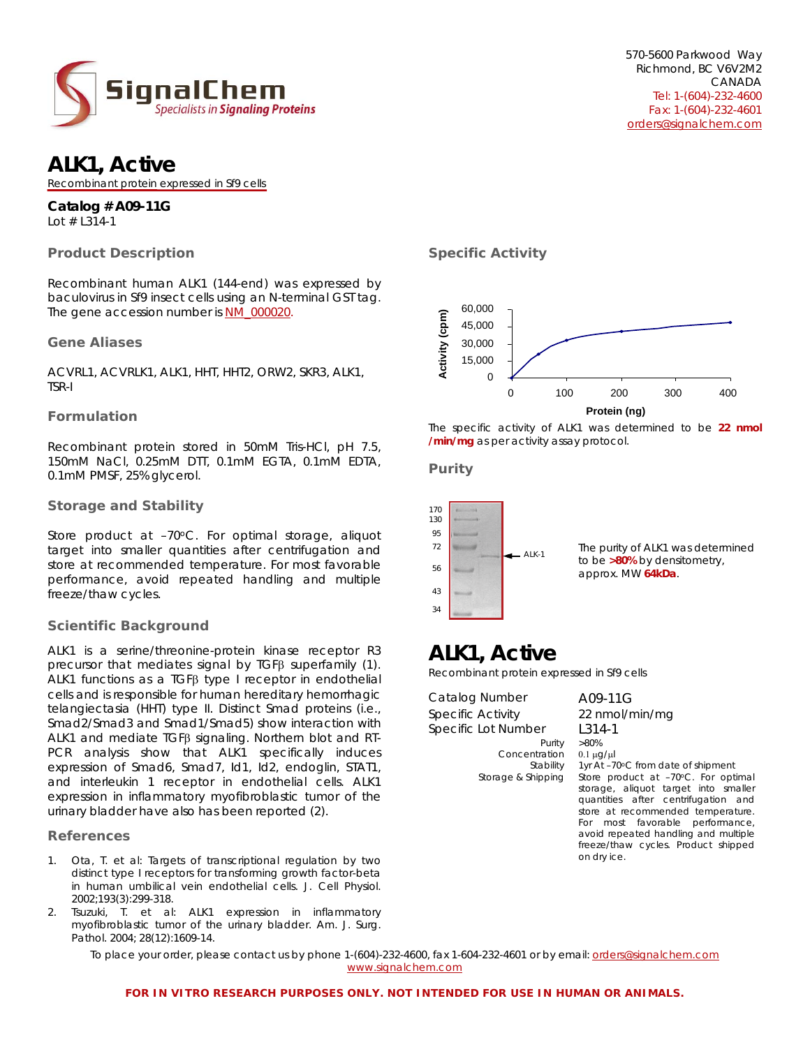570-5600 Parkwood Way
Richmond, BC V6V2M2
CANADA
Tel: 1-(604)-232-4600
Fax: 1-(604)-232-4601
orders@signalchem.com

# ALK1, Active

Recombinant protein expressed in Sf9 cells

**Catalog # A09-11G**
Lot # L314-1

## Product Description

Recombinant human ALK1 (144-end) was expressed by baculovirus in Sf9 insect cells using an N-terminal GST tag. The gene accession number is NM_000020.

## Gene Aliases

ACVRL1, ACVRLK1, ALK1, HHT, HHT2, ORW2, SKR3, ALK1, TSR-I

## Formulation

Recombinant protein stored in 50mM Tris-HCl, pH 7.5, 150mM NaCl, 0.25mM DTT, 0.1mM EGTA, 0.1mM EDTA, 0.1mM PMSF, 25% glycerol.

## Storage and Stability

Store product at –70ºC. For optimal storage, aliquot target into smaller quantities after centrifugation and store at recommended temperature. For most favorable performance, avoid repeated handling and multiple freeze/thaw cycles.

## Scientific Background

ALK1 is a serine/threonine-protein kinase receptor R3 precursor that mediates signal by TGFβ superfamily (1). ALK1 functions as a TGFβ type I receptor in endothelial cells and is responsible for human hereditary hemorrhagic telangiectasia (HHT) type II. Distinct Smad proteins (i.e., Smad2/Smad3 and Smad1/Smad5) show interaction with ALK1 and mediate TGFβ signaling. Northern blot and RT-PCR analysis show that ALK1 specifically induces expression of Smad6, Smad7, Id1, Id2, endoglin, STAT1, and interleukin 1 receptor in endothelial cells. ALK1 expression in inflammatory myofibroblastic tumor of the urinary bladder have also has been reported (2).

## References

1. Ota, T. et al: Targets of transcriptional regulation by two distinct type I receptors for transforming growth factor-beta in human umbilical vein endothelial cells. J. Cell Physiol. 2002;193(3):299-318.
2. Tsuzuki, T. et al: ALK1 expression in inflammatory myofibroblastic tumor of the urinary bladder. Am. J. Surg. Pathol. 2004; 28(12):1609-14.

## Specific Activity

The specific activity of ALK1 was determined to be **22 nmol/min/mg** as per activity assay protocol.

## Purity

The purity of ALK1 was determined to be **>80%** by densitometry, approx. MW **64kDa**.

# ALK1, Active

Recombinant protein expressed in Sf9 cells

| | |
|---|---|
| Catalog Number | A09-11G |
| Specific Activity | 22 nmol/min/mg |
| Specific Lot Number | L314-1 |
| Purity | >80% |
| Concentration | 0.1 μg/μl |
| Stability | 1yr At –70ºC from date of shipment |
| Storage & Shipping | Store product at –70ºC. For optimal storage, aliquot target into smaller quantities after centrifugation and store at recommended temperature. For most favorable performance, avoid repeated handling and multiple freeze/thaw cycles. Product shipped on dry ice. |

To place your order, please contact us by phone 1-(604)-232-4600, fax 1-604-232-4601 or by email: orders@signalchem.com
www.signalchem.com

**FOR IN VITRO RESEARCH PURPOSES ONLY. NOT INTENDED FOR USE IN HUMAN OR ANIMALS.**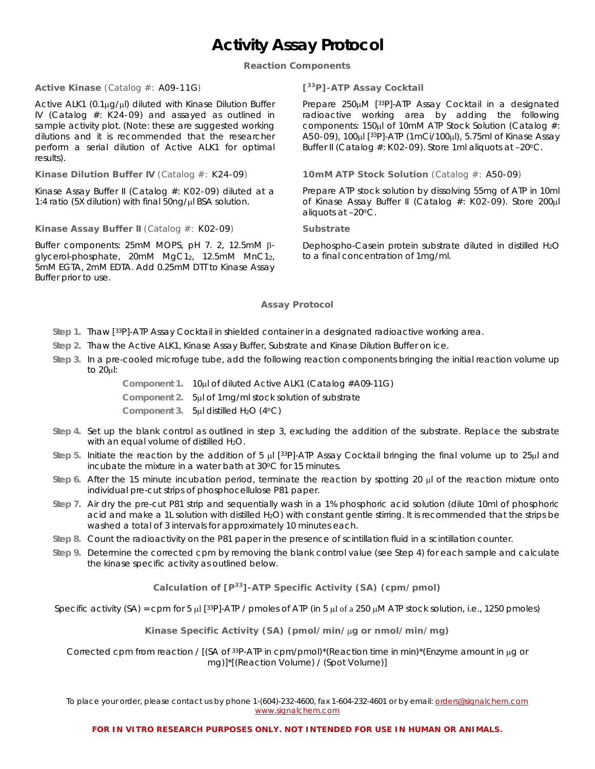# Activity Assay Protocol

## Reaction Components

### Active Kinase (Catalog #: A09-11G)

Active ALK1 (0.1μg/μl) diluted with Kinase Dilution Buffer IV (Catalog #: K24-09) and assayed as outlined in sample activity plot. (Note: these are suggested working dilutions and it is recommended that the researcher perform a serial dilution of Active ALK1 for optimal results).

### Kinase Dilution Buffer IV (Catalog #: K24-09)

Kinase Assay Buffer II (Catalog #: K02-09) diluted at a 1:4 ratio (5X dilution) with final 50ng/μl BSA solution.

### Kinase Assay Buffer II (Catalog #: K02-09)

Buffer components: 25mM MOPS, pH 7. 2, 12.5mM β-glycerol-phosphate, 20mM $MgCl_2$, 12.5mM $MnCl_2$, 5mM EGTA, 2mM EDTA. Add 0.25mM DTT to Kinase Assay Buffer prior to use.

### [$^{33}$P]-ATP Assay Cocktail

Prepare 250μM [$^{33}$P]-ATP Assay Cocktail in a designated radioactive working area by adding the following components: 150μl of 10mM ATP Stock Solution (Catalog #: A50-09), 100μl [$^{33}$P]-ATP (1mCi/100μl), 5.75ml of Kinase Assay Buffer II (Catalog #: K02-09). Store 1ml aliquots at –20ºC.

### 10mM ATP Stock Solution (Catalog #: A50-09)

Prepare ATP stock solution by dissolving 55mg of ATP in 10ml of Kinase Assay Buffer II (Catalog #: K02-09). Store 200μl aliquots at –20ºC.

### Substrate

Dephospho-Casein protein substrate diluted in distilled $H_2O$ to a final concentration of 1mg/ml.

## Assay Protocol

**Step 1.** Thaw [$^{33}$P]-ATP Assay Cocktail in shielded container in a designated radioactive working area.

**Step 2.** Thaw the Active ALK1, Kinase Assay Buffer, Substrate and Kinase Dilution Buffer on ice.

**Step 3.** In a pre-cooled microfuge tube, add the following reaction components bringing the initial reaction volume up to 20μl:

- **Component 1.** 10μl of diluted Active ALK1 (Catalog #A09-11G)
- **Component 2.** 5μl of 1mg/ml stock solution of substrate
- **Component 3.** 5μl distilled $H_2O$ (4ºC)

**Step 4.** Set up the blank control as outlined in step 3, excluding the addition of the substrate. Replace the substrate with an equal volume of distilled $H_2O$.

**Step 5.** Initiate the reaction by the addition of 5 μl [$^{33}$P]-ATP Assay Cocktail bringing the final volume up to 25μl and incubate the mixture in a water bath at 30ºC for 15 minutes.

**Step 6.** After the 15 minute incubation period, terminate the reaction by spotting 20 μl of the reaction mixture onto individual pre-cut strips of phosphocellulose P81 paper.

**Step 7.** Air dry the pre-cut P81 strip and sequentially wash in a 1% phosphoric acid solution (dilute 10ml of phosphoric acid and make a 1L solution with distilled $H_2O$) with constant gentle stirring. It is recommended that the strips be washed a total of 3 intervals for approximately 10 minutes each.

**Step 8.** Count the radioactivity on the P81 paper in the presence of scintillation fluid in a scintillation counter.

**Step 9.** Determine the corrected cpm by removing the blank control value (see Step 4) for each sample and calculate the kinase specific activity as outlined below.

### Calculation of [P$^{33}$]-ATP Specific Activity (SA) (cpm/pmol)

Specific activity (SA) = cpm for 5 μl [$^{33}$P]-ATP / pmoles of ATP (in 5 μl of a 250 μM ATP stock solution, i.e., 1250 pmoles)

### Kinase Specific Activity (SA) (pmol/min/μg or nmol/min/mg)

Corrected cpm from reaction / [(SA of $^{33}$P-ATP in cpm/pmol)*(Reaction time in min)*(Enzyme amount in μg or mg)]*[(Reaction Volume) / (Spot Volume)]

To place your order, please contact us by phone 1-(604)-232-4600, fax 1-604-232-4601 or by email: orders@signalchem.com
www.signalchem.com

**FOR IN VITRO RESEARCH PURPOSES ONLY. NOT INTENDED FOR USE IN HUMAN OR ANIMALS.**